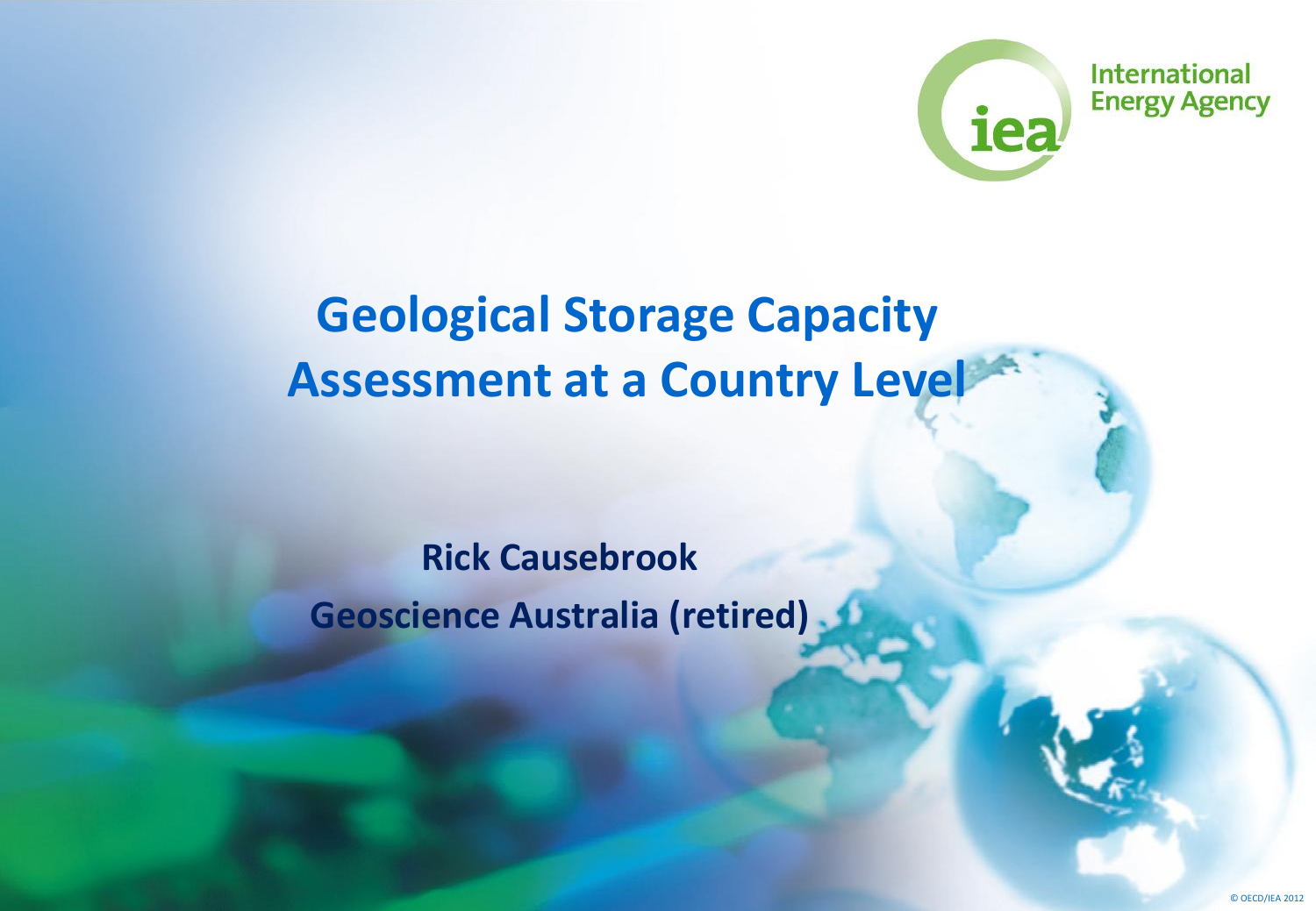International Energy Agency

# Geological Storage Capacity Assessment at a Country Level

**Rick Causebrook**

**Geoscience Australia (retired)**

© OECD/IEA 2012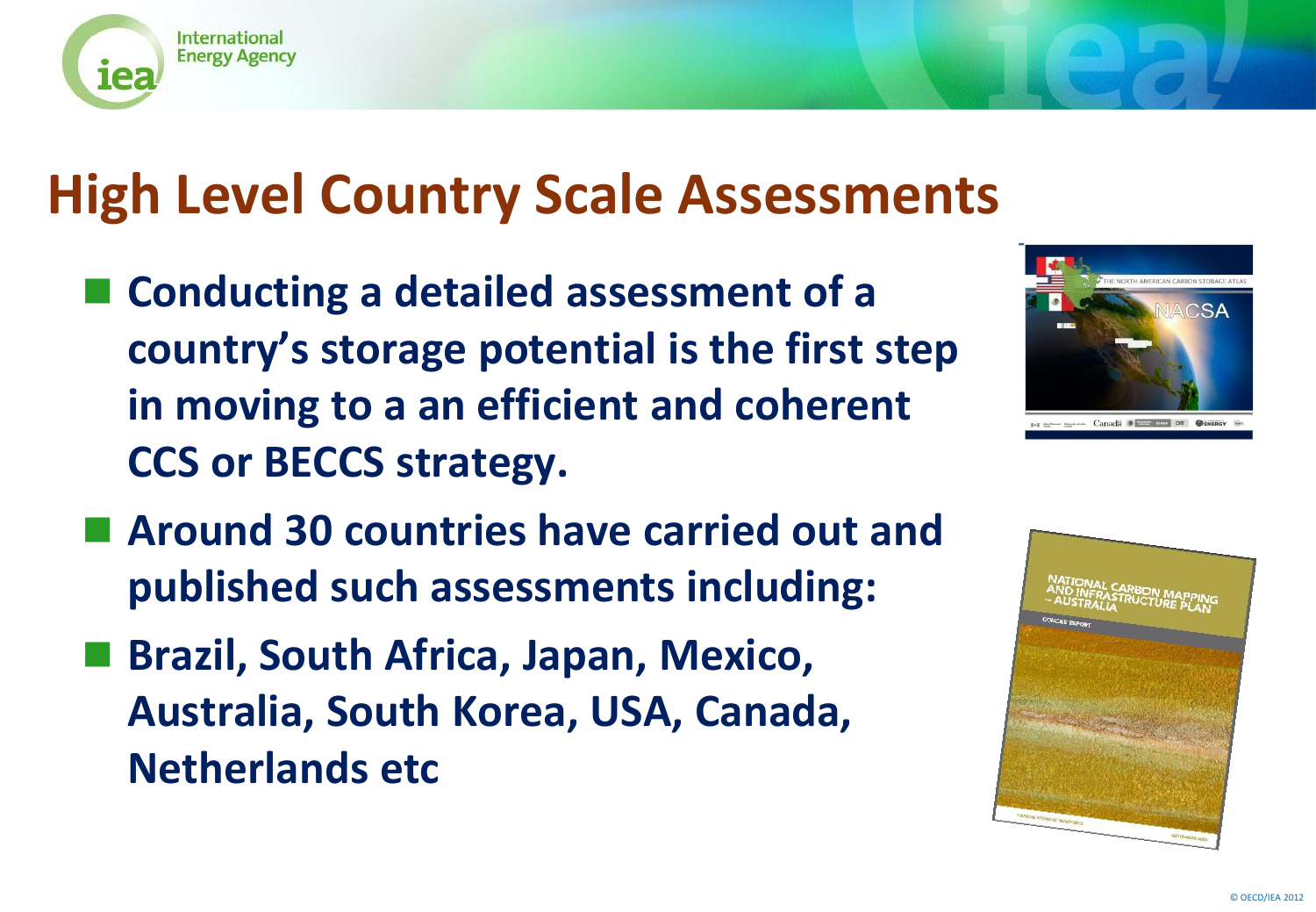# High Level Country Scale Assessments

- Conducting a detailed assessment of a country's storage potential is the first step in moving to a an efficient and coherent CCS or BECCS strategy.
- Around 30 countries have carried out and published such assessments including:
- Brazil, South Africa, Japan, Mexico, Australia, South Korea, USA, Canada, Netherlands etc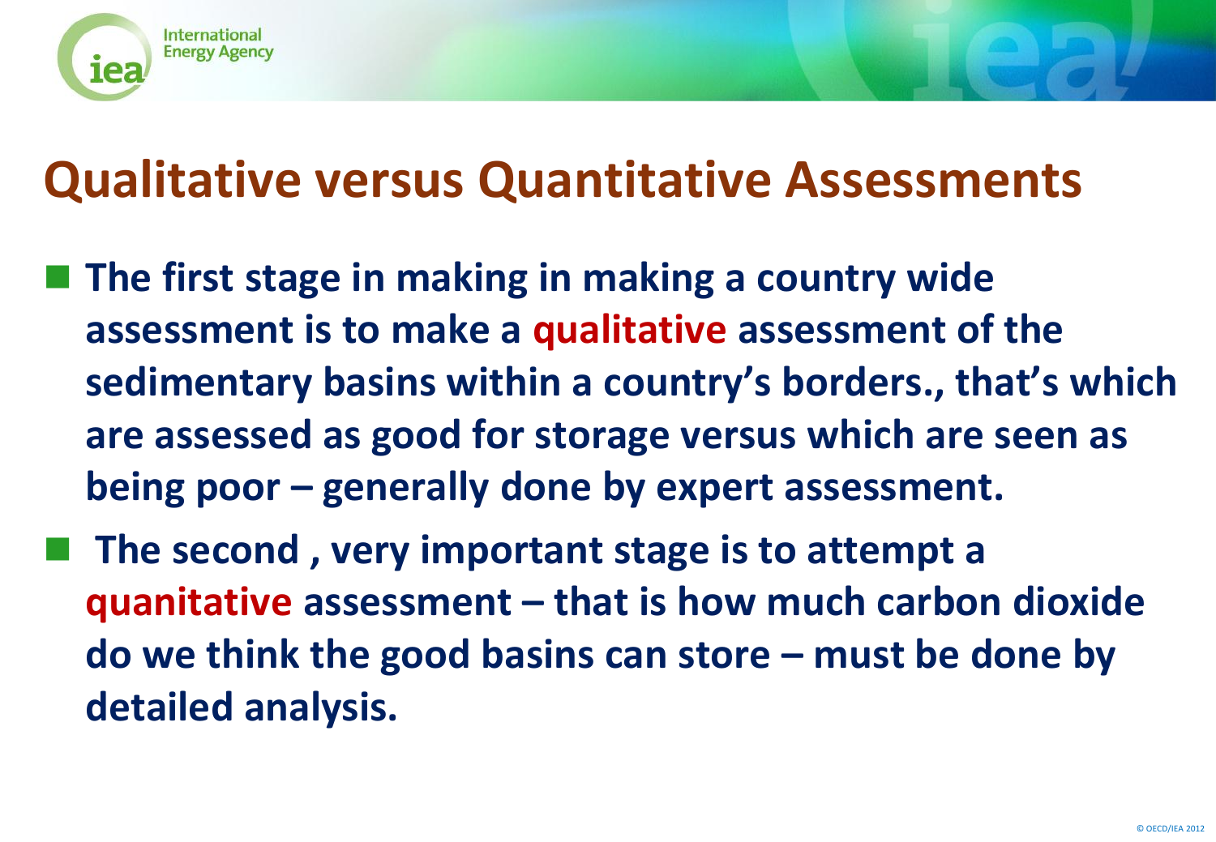# Qualitative versus Quantitative Assessments

- **The first stage in making in making a country wide assessment is to make a qualitative assessment of the sedimentary basins within a country's borders., that's which are assessed as good for storage versus which are seen as being poor – generally done by expert assessment.**
- **The second , very important stage is to attempt a quanitative assessment – that is how much carbon dioxide do we think the good basins can store – must be done by detailed analysis.**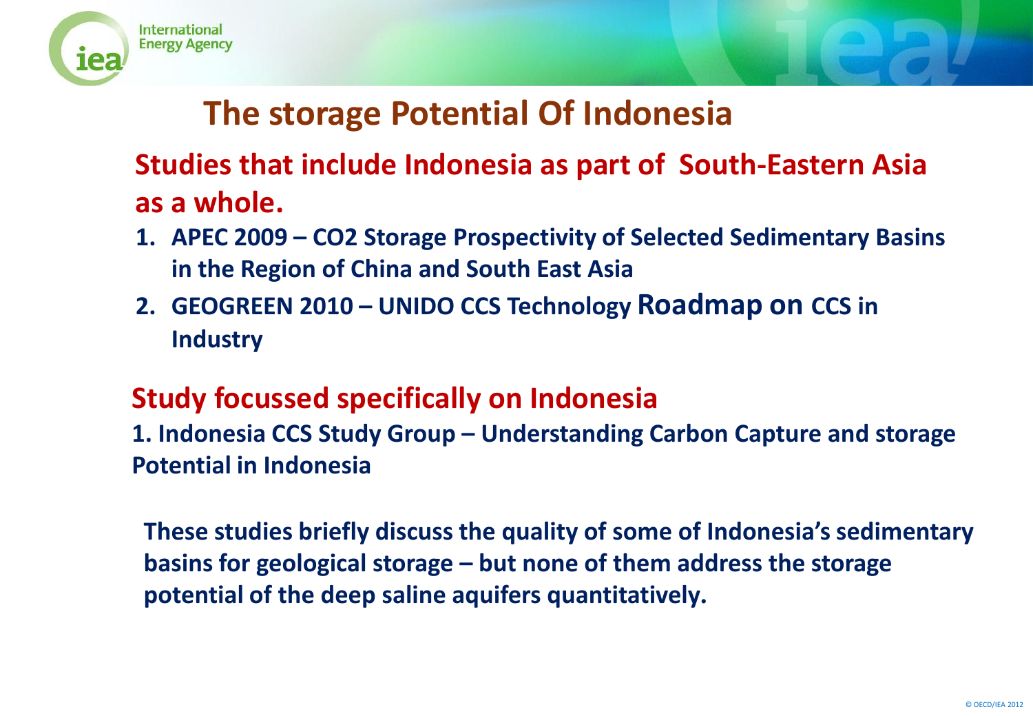# The storage Potential Of Indonesia

## Studies that include Indonesia as part of South-Eastern Asia as a whole.

1. **APEC 2009 – CO2 Storage Prospectivity of Selected Sedimentary Basins in the Region of China and South East Asia**
2. **GEOGREEN 2010 – UNIDO CCS Technology Roadmap on CCS in Industry**

## Study focussed specifically on Indonesia

**1. Indonesia CCS Study Group – Understanding Carbon Capture and storage Potential in Indonesia**

**These studies briefly discuss the quality of some of Indonesia's sedimentary basins for geological storage – but none of them address the storage potential of the deep saline aquifers quantitatively.**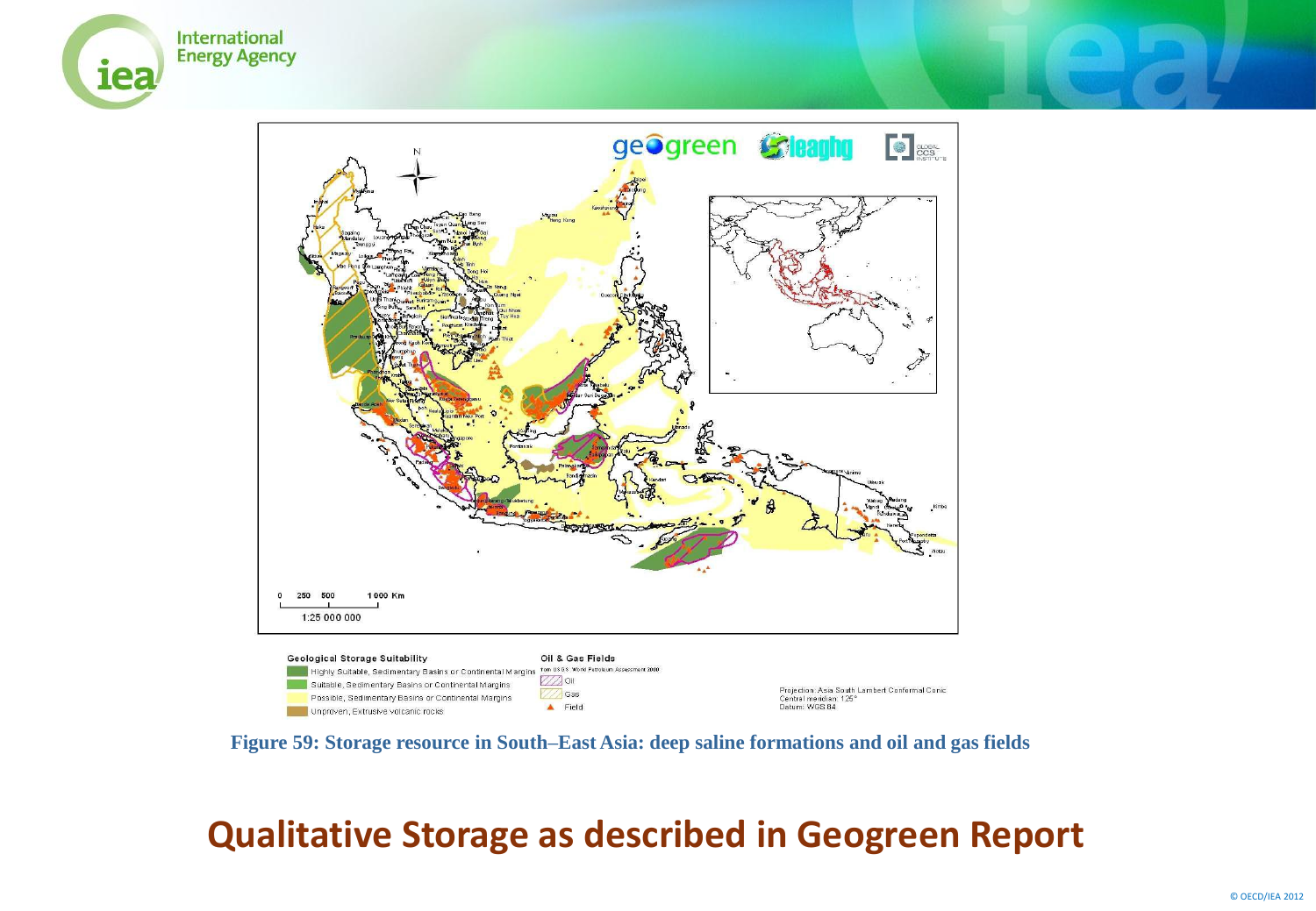Figure 59: Storage resource in South–East Asia: deep saline formations and oil and gas fields

## Qualitative Storage as described in Geogreen Report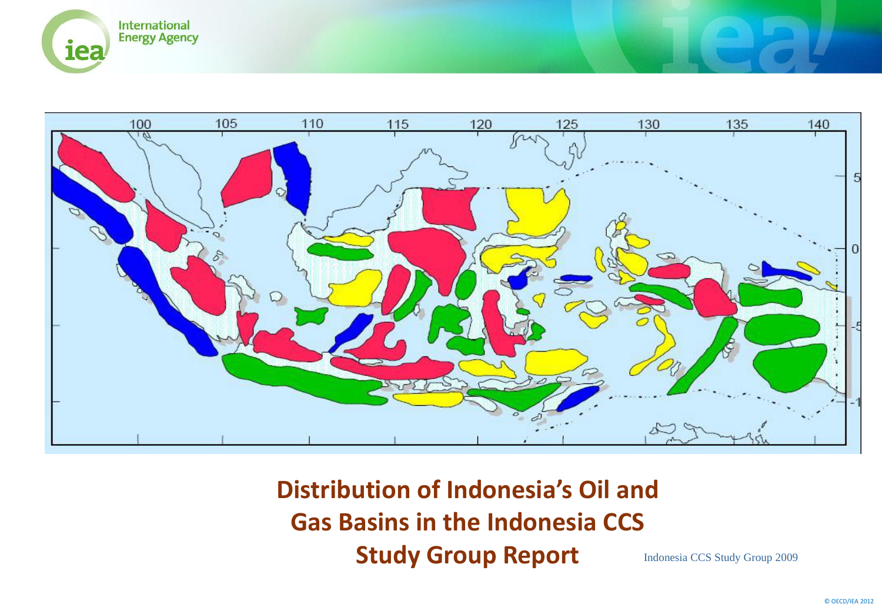**Distribution of Indonesia's Oil and Gas Basins in the Indonesia CCS Study Group Report**

Indonesia CCS Study Group 2009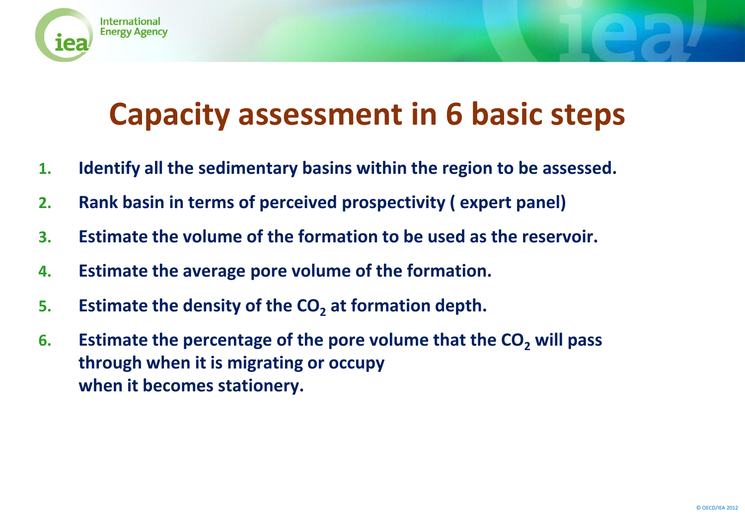# Capacity assessment in 6 basic steps

1. **Identify all the sedimentary basins within the region to be assessed.**
2. **Rank basin in terms of perceived prospectivity ( expert panel)**
3. **Estimate the volume of the formation to be used as the reservoir.**
4. **Estimate the average pore volume of the formation.**
5. **Estimate the density of the $CO_2$ at formation depth.**
6. **Estimate the percentage of the pore volume that the $CO_2$ will pass through when it is migrating or occupy when it becomes stationery.**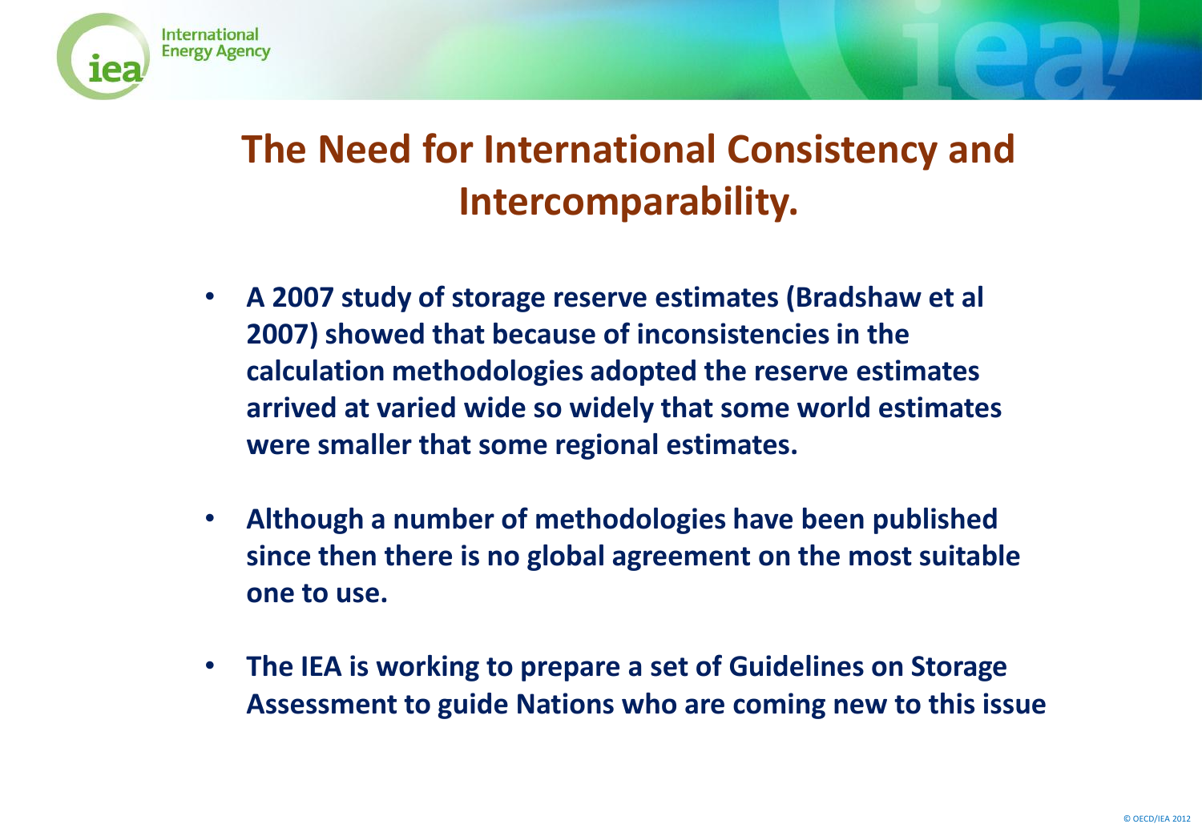# The Need for International Consistency and Intercomparability.

- **A 2007 study of storage reserve estimates (Bradshaw et al 2007) showed that because of inconsistencies in the calculation methodologies adopted the reserve estimates arrived at varied wide so widely that some world estimates were smaller that some regional estimates.**

- **Although a number of methodologies have been published since then there is no global agreement on the most suitable one to use.**

- **The IEA is working to prepare a set of Guidelines on Storage Assessment to guide Nations who are coming new to this issue**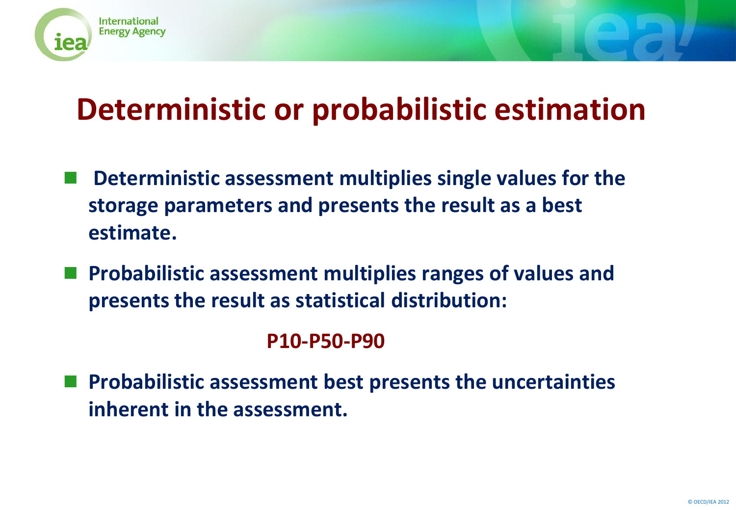# Deterministic or probabilistic estimation

- Deterministic assessment multiplies single values for the storage parameters and presents the result as a best estimate.
- Probabilistic assessment multiplies ranges of values and presents the result as statistical distribution:

  **P10-P50-P90**

- Probabilistic assessment best presents the uncertainties inherent in the assessment.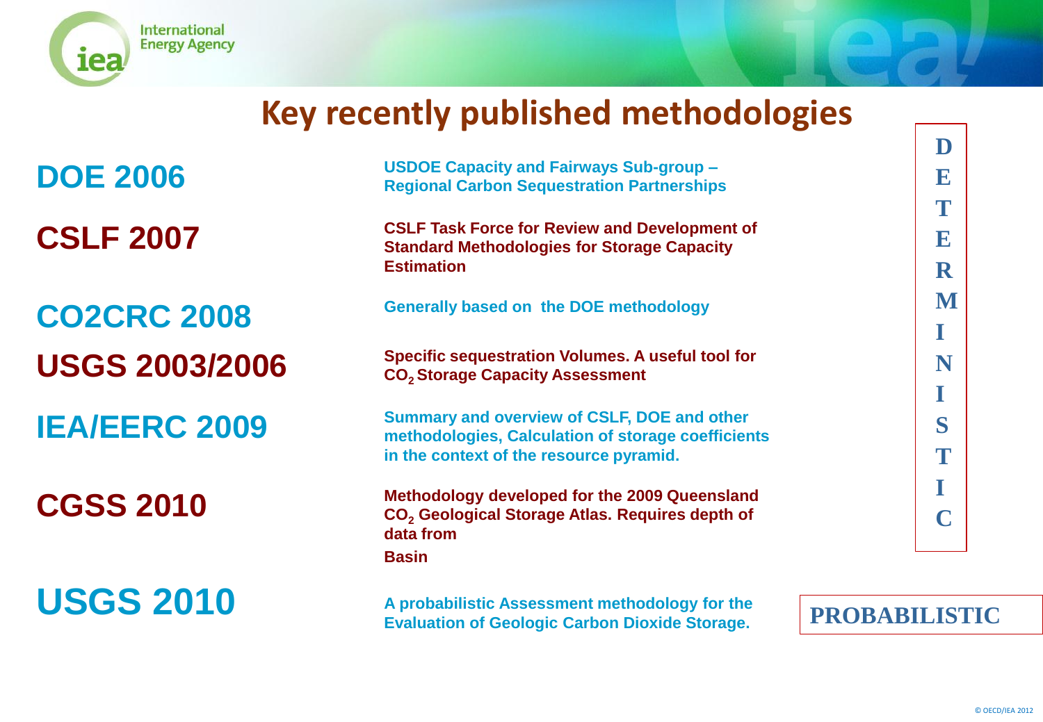# Key recently published methodologies

| | |
|---|---|
| **DOE 2006** | **USDOE Capacity and Fairways Sub-group – Regional Carbon Sequestration Partnerships** |
| **CSLF 2007** | **CSLF Task Force for Review and Development of Standard Methodologies for Storage Capacity Estimation** |
| **CO2CRC 2008** | **Generally based on the DOE methodology** |
| **USGS 2003/2006** | **Specific sequestration Volumes. A useful tool for $CO_2$ Storage Capacity Assessment** |
| **IEA/EERC 2009** | **Summary and overview of CSLF, DOE and other methodologies, Calculation of storage coefficients in the context of the resource pyramid.** |
| **CGSS 2010** | **Methodology developed for the 2009 Queensland $CO_2$ Geological Storage Atlas. Requires depth of data from Basin** |
| **USGS 2010** | **A probabilistic Assessment methodology for the Evaluation of Geologic Carbon Dioxide Storage.** |

**DETERMINISTIC**

**PROBABILISTIC**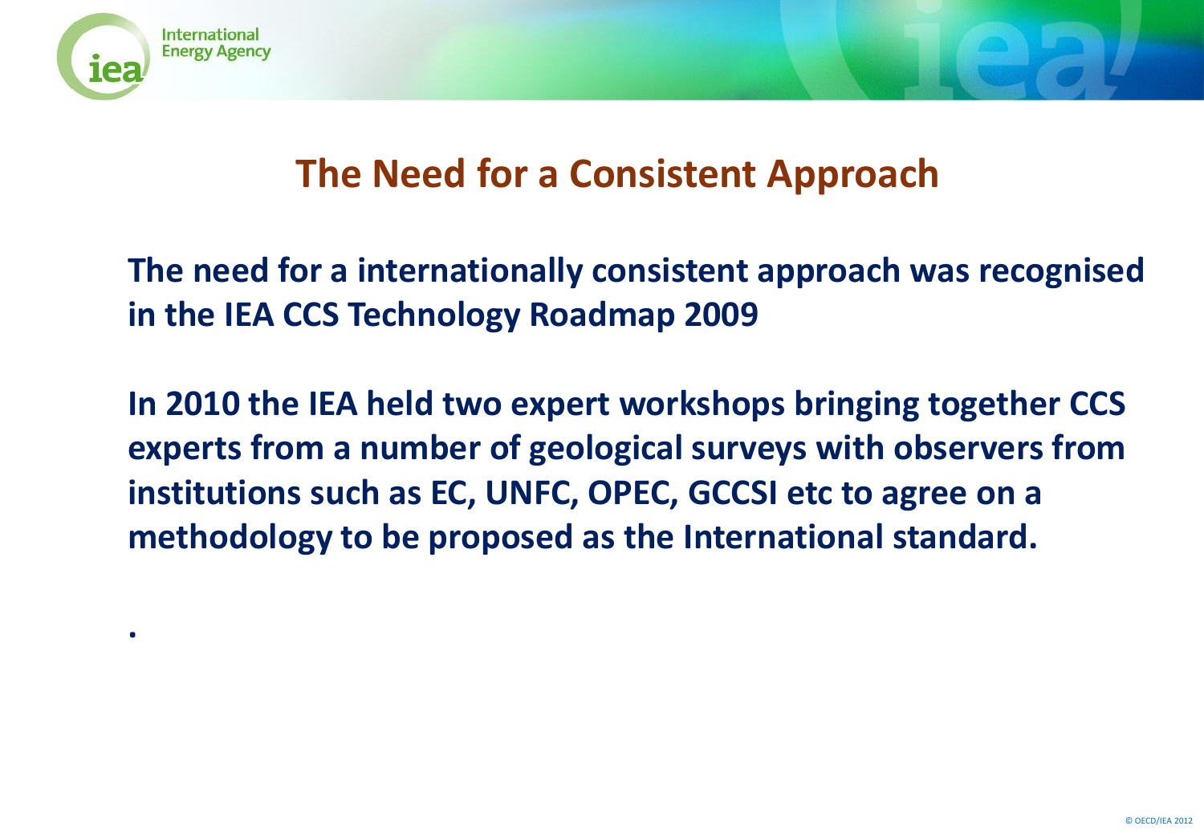## The Need for a Consistent Approach

**The need for a internationally consistent approach was recognised in the IEA CCS Technology Roadmap 2009**

**In 2010 the IEA held two expert workshops bringing together CCS experts from a number of geological surveys with observers from institutions such as EC, UNFC, OPEC, GCCSI etc to agree on a methodology to be proposed as the International standard.**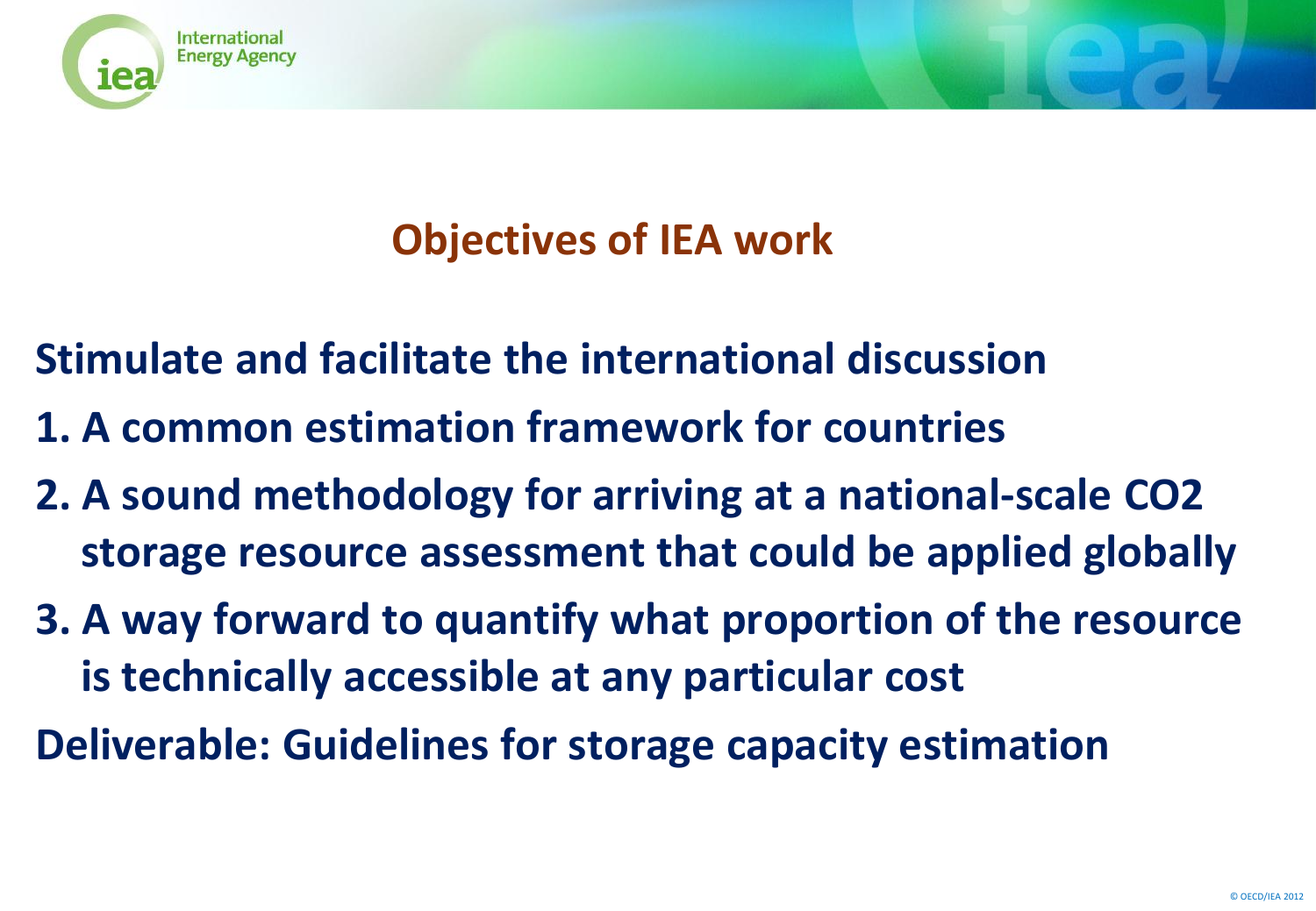# Objectives of IEA work

**Stimulate and facilitate the international discussion**

1. **A common estimation framework for countries**
2. **A sound methodology for arriving at a national-scale $CO_2$ storage resource assessment that could be applied globally**
3. **A way forward to quantify what proportion of the resource is technically accessible at any particular cost**

**Deliverable: Guidelines for storage capacity estimation**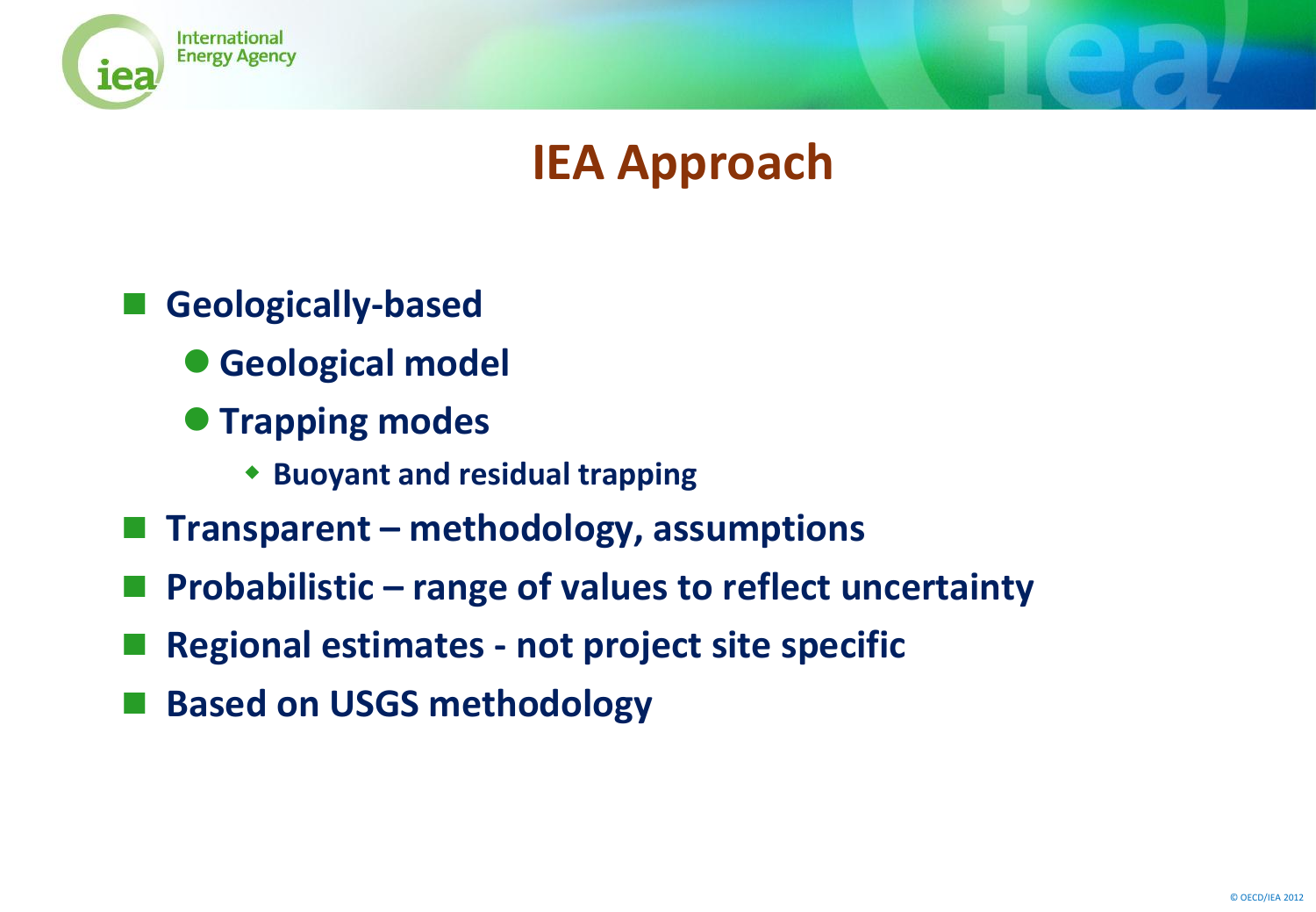# IEA Approach

- Geologically-based
  - Geological model
  - Trapping modes
    - Buoyant and residual trapping
- Transparent – methodology, assumptions
- Probabilistic – range of values to reflect uncertainty
- Regional estimates - not project site specific
- Based on USGS methodology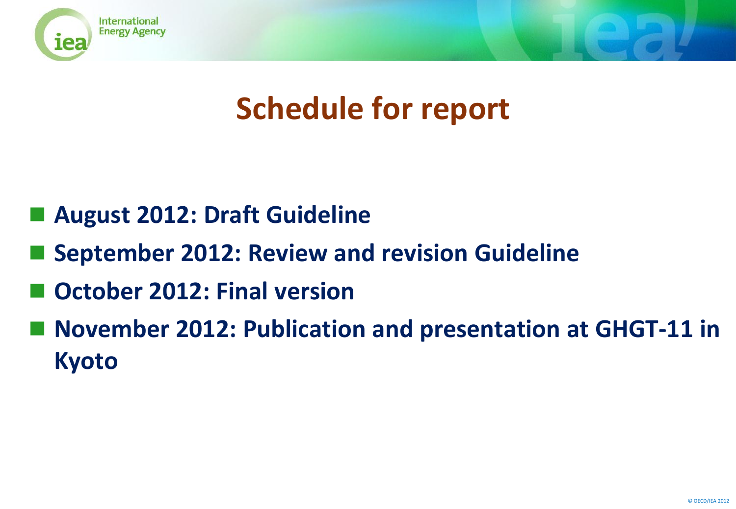# Schedule for report

- **August 2012: Draft Guideline**
- **September 2012: Review and revision Guideline**
- **October 2012: Final version**
- **November 2012: Publication and presentation at GHGT-11 in Kyoto**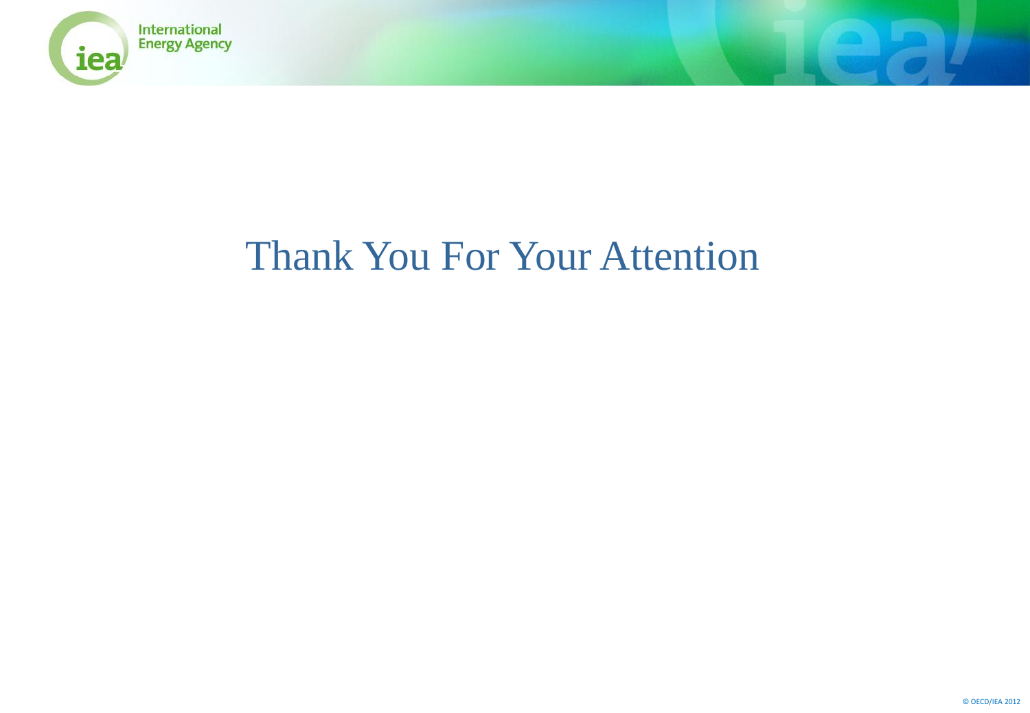# Thank You For Your Attention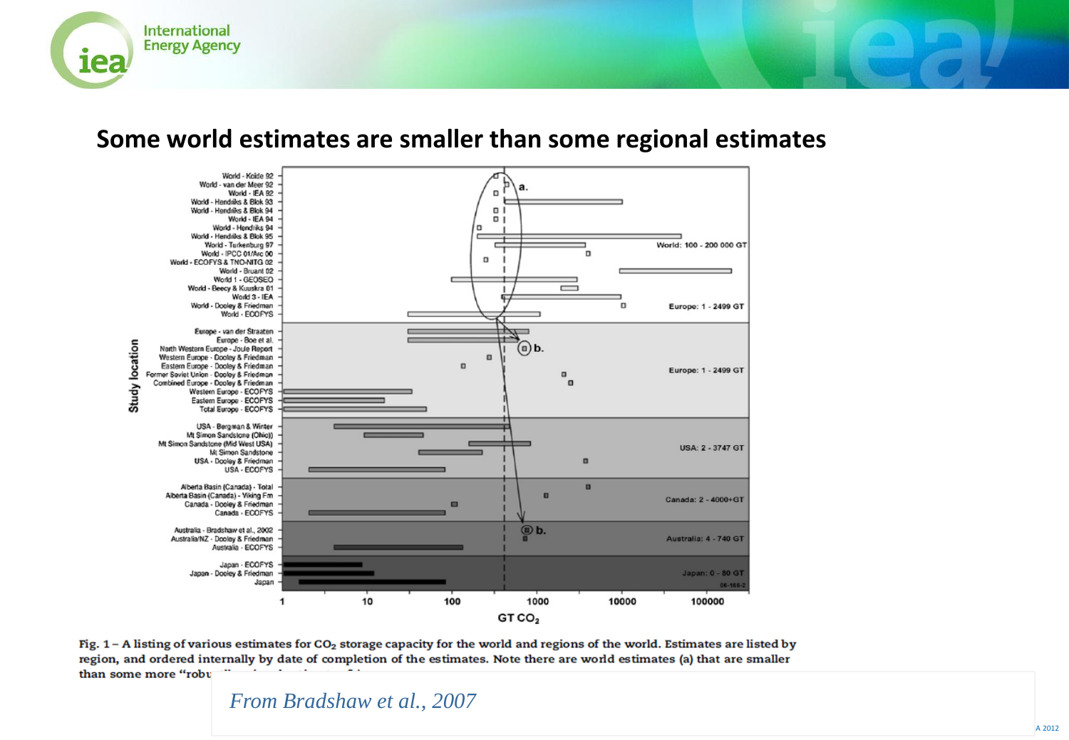## Some world estimates are smaller than some regional estimates

Fig. 1 – A listing of various estimates for $CO_2$ storage capacity for the world and regions of the world. Estimates are listed by region, and ordered internally by date of completion of the estimates. Note there are world estimates (a) that are smaller than some more "robu

*From Bradshaw et al., 2007*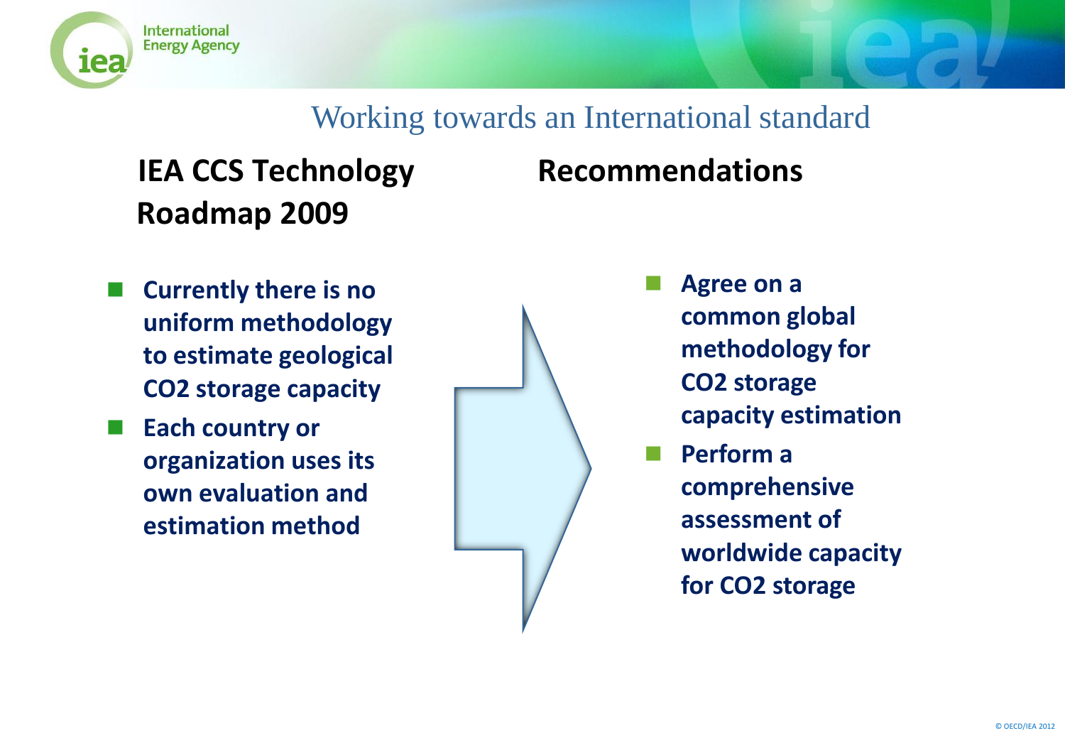## Working towards an International standard

### IEA CCS Technology Roadmap 2009

- Currently there is no uniform methodology to estimate geological $CO_2$ storage capacity
- Each country or organization uses its own evaluation and estimation method

### Recommendations

- Agree on a common global methodology for $CO_2$ storage capacity estimation
- Perform a comprehensive assessment of worldwide capacity for $CO_2$ storage